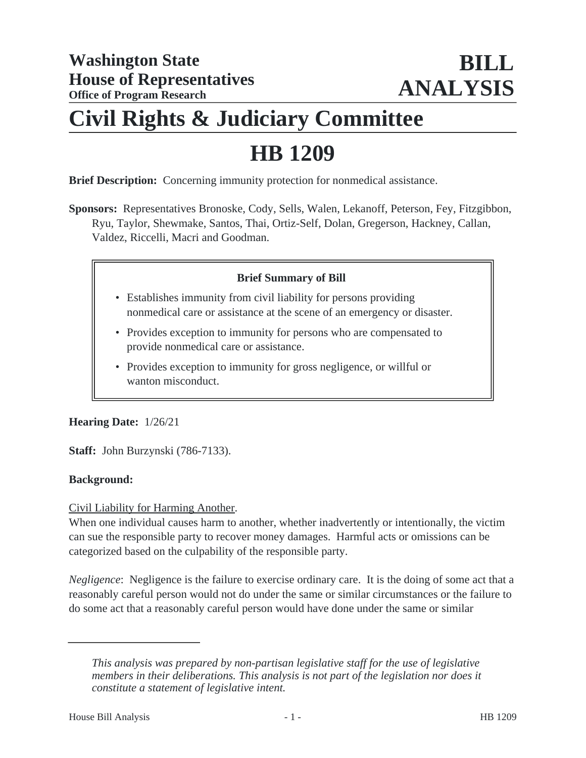**Washington State House of Representatives**
**Office of Program Research**

**BILL ANALYSIS**

# Civil Rights & Judiciary Committee

# HB 1209

**Brief Description:** Concerning immunity protection for nonmedical assistance.

**Sponsors:** Representatives Bronoske, Cody, Sells, Walen, Lekanoff, Peterson, Fey, Fitzgibbon, Ryu, Taylor, Shewmake, Santos, Thai, Ortiz-Self, Dolan, Gregerson, Hackney, Callan, Valdez, Riccelli, Macri and Goodman.

> **Brief Summary of Bill**
>
> - Establishes immunity from civil liability for persons providing nonmedical care or assistance at the scene of an emergency or disaster.
> - Provides exception to immunity for persons who are compensated to provide nonmedical care or assistance.
> - Provides exception to immunity for gross negligence, or willful or wanton misconduct.

**Hearing Date:** 1/26/21

**Staff:** John Burzynski (786-7133).

**Background:**

Civil Liability for Harming Another.
When one individual causes harm to another, whether inadvertently or intentionally, the victim can sue the responsible party to recover money damages. Harmful acts or omissions can be categorized based on the culpability of the responsible party.

*Negligence*: Negligence is the failure to exercise ordinary care. It is the doing of some act that a reasonably careful person would not do under the same or similar circumstances or the failure to do some act that a reasonably careful person would have done under the same or similar

---

*This analysis was prepared by non-partisan legislative staff for the use of legislative members in their deliberations. This analysis is not part of the legislation nor does it constitute a statement of legislative intent.*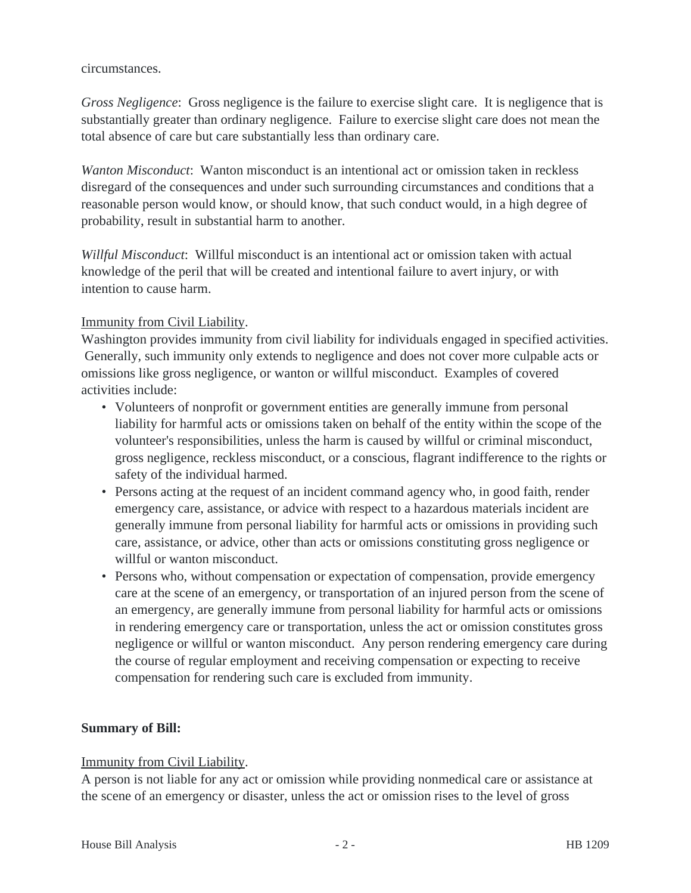circumstances.

*Gross Negligence*: Gross negligence is the failure to exercise slight care. It is negligence that is substantially greater than ordinary negligence. Failure to exercise slight care does not mean the total absence of care but care substantially less than ordinary care.

*Wanton Misconduct*: Wanton misconduct is an intentional act or omission taken in reckless disregard of the consequences and under such surrounding circumstances and conditions that a reasonable person would know, or should know, that such conduct would, in a high degree of probability, result in substantial harm to another.

*Willful Misconduct*: Willful misconduct is an intentional act or omission taken with actual knowledge of the peril that will be created and intentional failure to avert injury, or with intention to cause harm.

Immunity from Civil Liability.

Washington provides immunity from civil liability for individuals engaged in specified activities. Generally, such immunity only extends to negligence and does not cover more culpable acts or omissions like gross negligence, or wanton or willful misconduct. Examples of covered activities include:

- Volunteers of nonprofit or government entities are generally immune from personal liability for harmful acts or omissions taken on behalf of the entity within the scope of the volunteer's responsibilities, unless the harm is caused by willful or criminal misconduct, gross negligence, reckless misconduct, or a conscious, flagrant indifference to the rights or safety of the individual harmed.
- Persons acting at the request of an incident command agency who, in good faith, render emergency care, assistance, or advice with respect to a hazardous materials incident are generally immune from personal liability for harmful acts or omissions in providing such care, assistance, or advice, other than acts or omissions constituting gross negligence or willful or wanton misconduct.
- Persons who, without compensation or expectation of compensation, provide emergency care at the scene of an emergency, or transportation of an injured person from the scene of an emergency, are generally immune from personal liability for harmful acts or omissions in rendering emergency care or transportation, unless the act or omission constitutes gross negligence or willful or wanton misconduct. Any person rendering emergency care during the course of regular employment and receiving compensation or expecting to receive compensation for rendering such care is excluded from immunity.

**Summary of Bill:**

Immunity from Civil Liability.

A person is not liable for any act or omission while providing nonmedical care or assistance at the scene of an emergency or disaster, unless the act or omission rises to the level of gross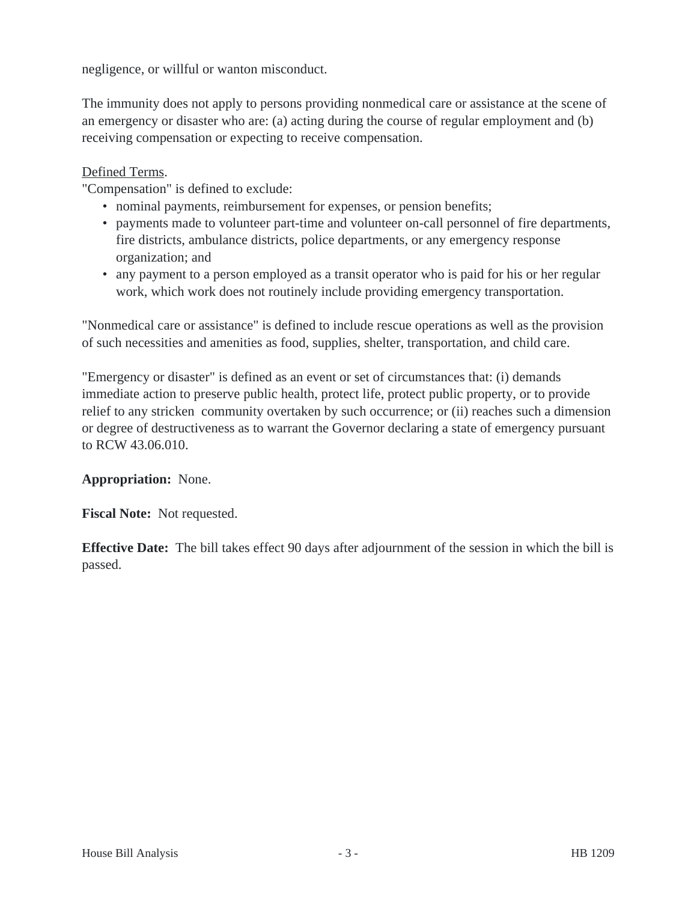negligence, or willful or wanton misconduct.

The immunity does not apply to persons providing nonmedical care or assistance at the scene of an emergency or disaster who are: (a) acting during the course of regular employment and (b) receiving compensation or expecting to receive compensation.

<u>Defined Terms</u>.
"Compensation" is defined to exclude:

- nominal payments, reimbursement for expenses, or pension benefits;
- payments made to volunteer part-time and volunteer on-call personnel of fire departments, fire districts, ambulance districts, police departments, or any emergency response organization; and
- any payment to a person employed as a transit operator who is paid for his or her regular work, which work does not routinely include providing emergency transportation.

"Nonmedical care or assistance" is defined to include rescue operations as well as the provision of such necessities and amenities as food, supplies, shelter, transportation, and child care.

"Emergency or disaster" is defined as an event or set of circumstances that: (i) demands immediate action to preserve public health, protect life, protect public property, or to provide relief to any stricken community overtaken by such occurrence; or (ii) reaches such a dimension or degree of destructiveness as to warrant the Governor declaring a state of emergency pursuant to RCW 43.06.010.

**Appropriation:** None.

**Fiscal Note:** Not requested.

**Effective Date:** The bill takes effect 90 days after adjournment of the session in which the bill is passed.